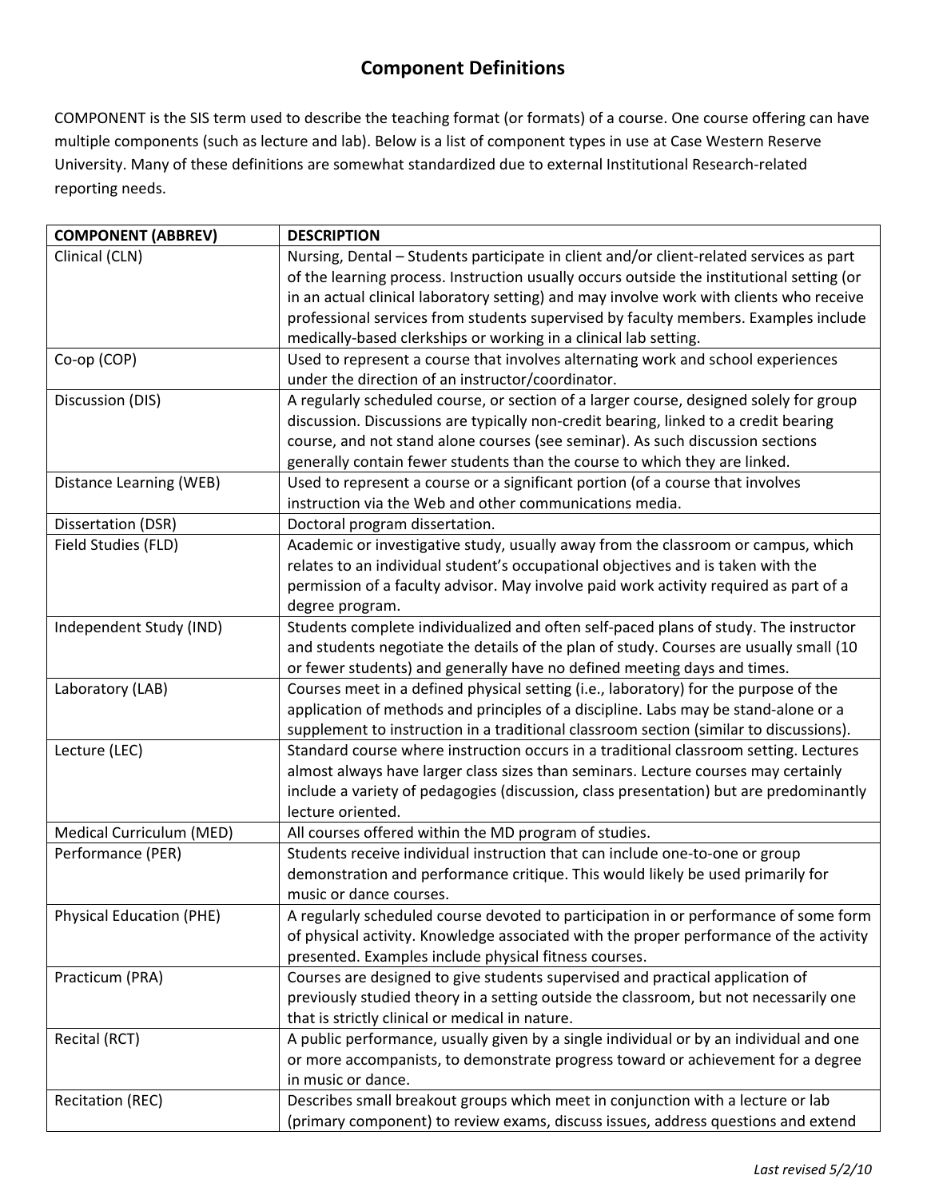# Component Definitions

COMPONENT is the SIS term used to describe the teaching format (or formats) of a course. One course offering can have multiple components (such as lecture and lab). Below is a list of component types in use at Case Western Reserve University. Many of these definitions are somewhat standardized due to external Institutional Research-related reporting needs.

| COMPONENT (ABBREV) | DESCRIPTION |
|---|---|
| Clinical (CLN) | Nursing, Dental – Students participate in client and/or client-related services as part of the learning process. Instruction usually occurs outside the institutional setting (or in an actual clinical laboratory setting) and may involve work with clients who receive professional services from students supervised by faculty members. Examples include medically-based clerkships or working in a clinical lab setting. |
| Co-op (COP) | Used to represent a course that involves alternating work and school experiences under the direction of an instructor/coordinator. |
| Discussion (DIS) | A regularly scheduled course, or section of a larger course, designed solely for group discussion. Discussions are typically non-credit bearing, linked to a credit bearing course, and not stand alone courses (see seminar). As such discussion sections generally contain fewer students than the course to which they are linked. |
| Distance Learning (WEB) | Used to represent a course or a significant portion (of a course that involves instruction via the Web and other communications media. |
| Dissertation (DSR) | Doctoral program dissertation. |
| Field Studies (FLD) | Academic or investigative study, usually away from the classroom or campus, which relates to an individual student's occupational objectives and is taken with the permission of a faculty advisor. May involve paid work activity required as part of a degree program. |
| Independent Study (IND) | Students complete individualized and often self-paced plans of study. The instructor and students negotiate the details of the plan of study. Courses are usually small (10 or fewer students) and generally have no defined meeting days and times. |
| Laboratory (LAB) | Courses meet in a defined physical setting (i.e., laboratory) for the purpose of the application of methods and principles of a discipline. Labs may be stand-alone or a supplement to instruction in a traditional classroom section (similar to discussions). |
| Lecture (LEC) | Standard course where instruction occurs in a traditional classroom setting. Lectures almost always have larger class sizes than seminars. Lecture courses may certainly include a variety of pedagogies (discussion, class presentation) but are predominantly lecture oriented. |
| Medical Curriculum (MED) | All courses offered within the MD program of studies. |
| Performance (PER) | Students receive individual instruction that can include one-to-one or group demonstration and performance critique. This would likely be used primarily for music or dance courses. |
| Physical Education (PHE) | A regularly scheduled course devoted to participation in or performance of some form of physical activity. Knowledge associated with the proper performance of the activity presented. Examples include physical fitness courses. |
| Practicum (PRA) | Courses are designed to give students supervised and practical application of previously studied theory in a setting outside the classroom, but not necessarily one that is strictly clinical or medical in nature. |
| Recital (RCT) | A public performance, usually given by a single individual or by an individual and one or more accompanists, to demonstrate progress toward or achievement for a degree in music or dance. |
| Recitation (REC) | Describes small breakout groups which meet in conjunction with a lecture or lab (primary component) to review exams, discuss issues, address questions and extend |

*Last revised 5/2/10*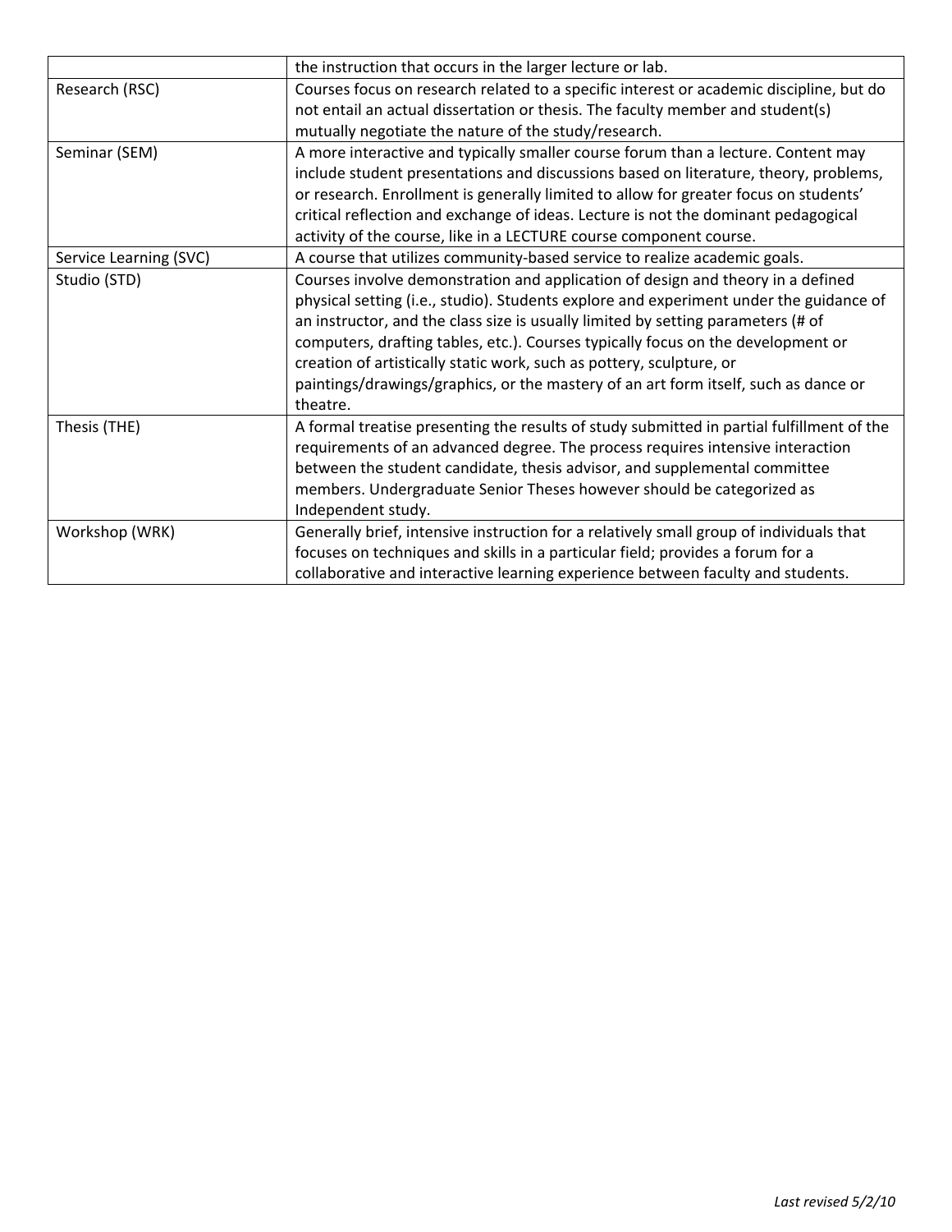| | |
|---|---|
| | the instruction that occurs in the larger lecture or lab. |
| Research (RSC) | Courses focus on research related to a specific interest or academic discipline, but do not entail an actual dissertation or thesis. The faculty member and student(s) mutually negotiate the nature of the study/research. |
| Seminar (SEM) | A more interactive and typically smaller course forum than a lecture. Content may include student presentations and discussions based on literature, theory, problems, or research. Enrollment is generally limited to allow for greater focus on students' critical reflection and exchange of ideas. Lecture is not the dominant pedagogical activity of the course, like in a LECTURE course component course. |
| Service Learning (SVC) | A course that utilizes community-based service to realize academic goals. |
| Studio (STD) | Courses involve demonstration and application of design and theory in a defined physical setting (i.e., studio). Students explore and experiment under the guidance of an instructor, and the class size is usually limited by setting parameters (# of computers, drafting tables, etc.). Courses typically focus on the development or creation of artistically static work, such as pottery, sculpture, or paintings/drawings/graphics, or the mastery of an art form itself, such as dance or theatre. |
| Thesis (THE) | A formal treatise presenting the results of study submitted in partial fulfillment of the requirements of an advanced degree. The process requires intensive interaction between the student candidate, thesis advisor, and supplemental committee members. Undergraduate Senior Theses however should be categorized as Independent study. |
| Workshop (WRK) | Generally brief, intensive instruction for a relatively small group of individuals that focuses on techniques and skills in a particular field; provides a forum for a collaborative and interactive learning experience between faculty and students. |

*Last revised 5/2/10*